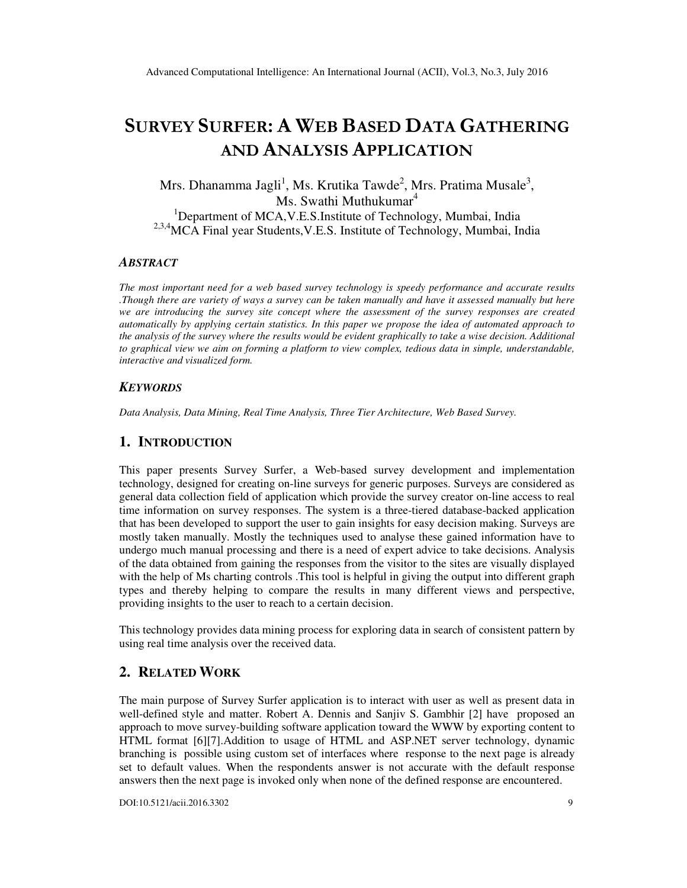# SURVEY SURFER: A WEB BASED DATA GATHERING AND ANALYSIS APPLICATION

Mrs. Dhanamma Jagli[1], Ms. Krutika Tawde[2], Mrs. Pratima Musale[3], Ms. Swathi Muthukumar[4]

[1]Department of MCA,V.E.S.Institute of Technology, Mumbai, India
[2,3,4]MCA Final year Students,V.E.S. Institute of Technology, Mumbai, India

### ABSTRACT

*The most important need for a web based survey technology is speedy performance and accurate results .Though there are variety of ways a survey can be taken manually and have it assessed manually but here we are introducing the survey site concept where the assessment of the survey responses are created automatically by applying certain statistics. In this paper we propose the idea of automated approach to the analysis of the survey where the results would be evident graphically to take a wise decision. Additional to graphical view we aim on forming a platform to view complex, tedious data in simple, understandable, interactive and visualized form.*

### KEYWORDS

*Data Analysis, Data Mining, Real Time Analysis, Three Tier Architecture, Web Based Survey.*

## 1. INTRODUCTION

This paper presents Survey Surfer, a Web-based survey development and implementation technology, designed for creating on-line surveys for generic purposes. Surveys are considered as general data collection field of application which provide the survey creator on-line access to real time information on survey responses. The system is a three-tiered database-backed application that has been developed to support the user to gain insights for easy decision making. Surveys are mostly taken manually. Mostly the techniques used to analyse these gained information have to undergo much manual processing and there is a need of expert advice to take decisions. Analysis of the data obtained from gaining the responses from the visitor to the sites are visually displayed with the help of Ms charting controls .This tool is helpful in giving the output into different graph types and thereby helping to compare the results in many different views and perspective, providing insights to the user to reach to a certain decision.

This technology provides data mining process for exploring data in search of consistent pattern by using real time analysis over the received data.

## 2. RELATED WORK

The main purpose of Survey Surfer application is to interact with user as well as present data in well-defined style and matter. Robert A. Dennis and Sanjiv S. Gambhir [2] have proposed an approach to move survey-building software application toward the WWW by exporting content to HTML format [6][7].Addition to usage of HTML and ASP.NET server technology, dynamic branching is possible using custom set of interfaces where response to the next page is already set to default values. When the respondents answer is not accurate with the default response answers then the next page is invoked only when none of the defined response are encountered.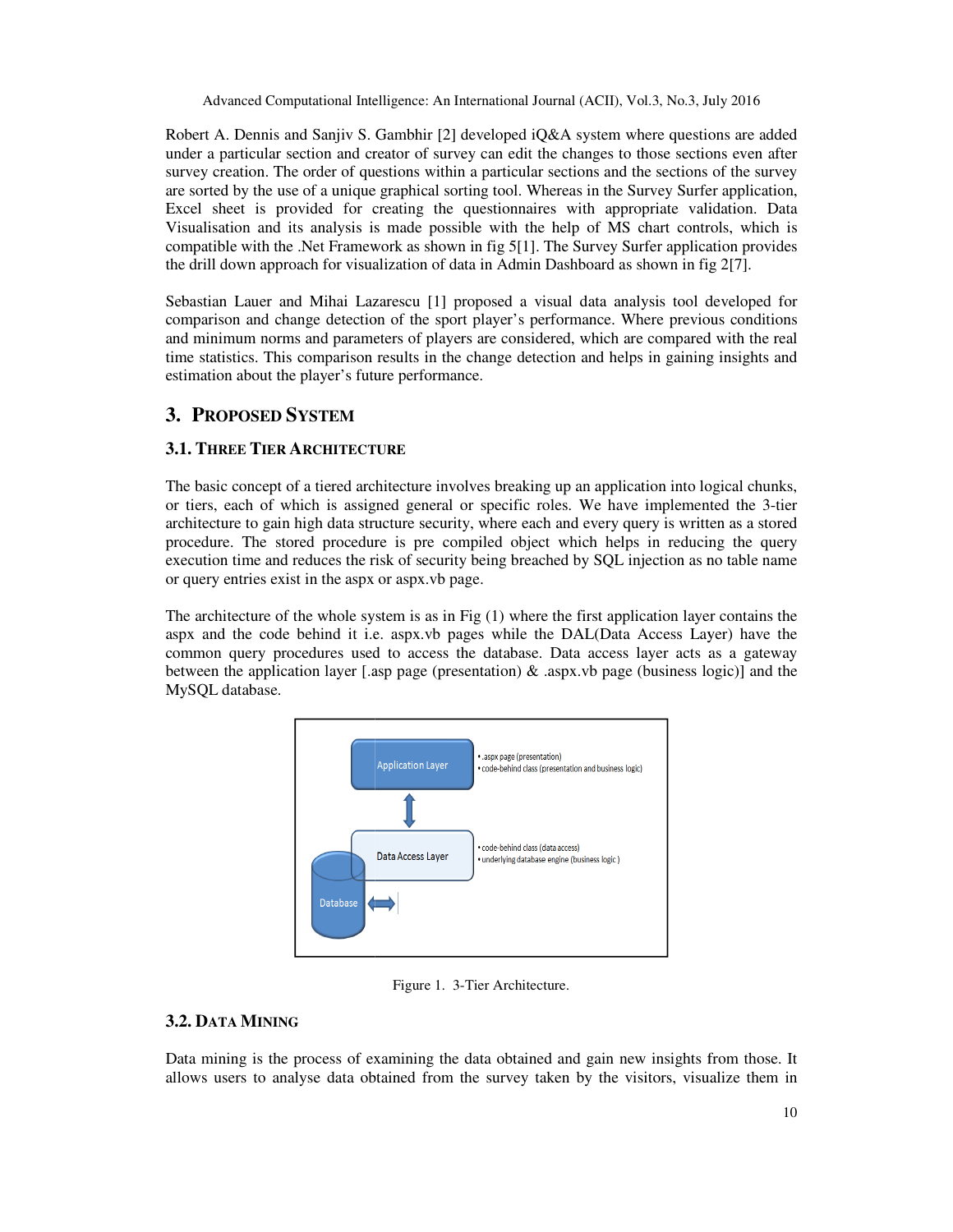Robert A. Dennis and Sanjiv S. Gambhir [2] developed iQ&A system where questions are added under a particular section and creator of survey can edit the changes to those sections even after survey creation. The order of questions within a particular sections and the sections of the survey are sorted by the use of a unique graphical sorting tool. Whereas in the Survey Surfer application, Excel sheet is provided for creating the questionnaires with appropriate validation. Data Visualisation and its analysis is made possible with the help of MS chart controls, which is compatible with the .Net Framework as shown in fig 5[1]. The Survey Surfer application provides the drill down approach for visualization of data in Admin Dashboard as shown in fig 2[7].

Sebastian Lauer and Mihai Lazarescu [1] proposed a visual data analysis tool developed for comparison and change detection of the sport player's performance. Where previous conditions and minimum norms and parameters of players are considered, which are compared with the real time statistics. This comparison results in the change detection and helps in gaining insights and estimation about the player's future performance.

## 3. PROPOSED SYSTEM

### 3.1. THREE TIER ARCHITECTURE

The basic concept of a tiered architecture involves breaking up an application into logical chunks, or tiers, each of which is assigned general or specific roles. We have implemented the 3-tier architecture to gain high data structure security, where each and every query is written as a stored procedure. The stored procedure is pre compiled object which helps in reducing the query execution time and reduces the risk of security being breached by SQL injection as no table name or query entries exist in the aspx or aspx.vb page.

The architecture of the whole system is as in Fig (1) where the first application layer contains the aspx and the code behind it i.e. aspx.vb pages while the DAL(Data Access Layer) have the common query procedures used to access the database. Data access layer acts as a gateway between the application layer [.asp page (presentation) & .aspx.vb page (business logic)] and the MySQL database.

Application Layer
- .aspx page (presentation)
- code-behind class (presentation and business logic)

Data Access Layer
- code-behind class (data access)
- underlying database engine (business logic )

Database

Figure 1. 3-Tier Architecture.

### 3.2. DATA MINING

Data mining is the process of examining the data obtained and gain new insights from those. It allows users to analyse data obtained from the survey taken by the visitors, visualize them in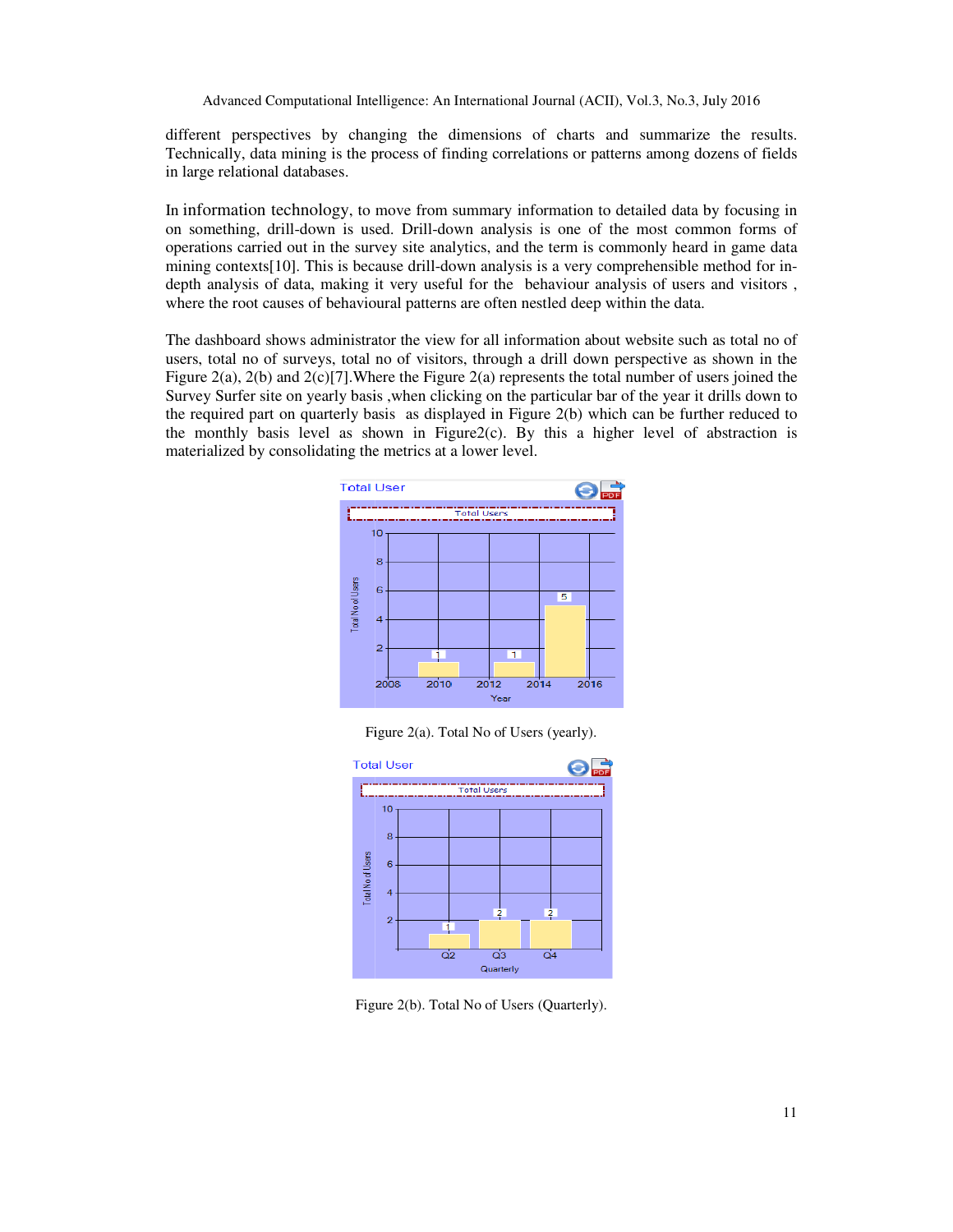different perspectives by changing the dimensions of charts and summarize the results. Technically, data mining is the process of finding correlations or patterns among dozens of fields in large relational databases.

In information technology, to move from summary information to detailed data by focusing in on something, drill-down is used. Drill-down analysis is one of the most common forms of operations carried out in the survey site analytics, and the term is commonly heard in game data mining contexts[10]. This is because drill-down analysis is a very comprehensible method for in-depth analysis of data, making it very useful for the behaviour analysis of users and visitors , where the root causes of behavioural patterns are often nestled deep within the data.

The dashboard shows administrator the view for all information about website such as total no of users, total no of surveys, total no of visitors, through a drill down perspective as shown in the Figure 2(a), 2(b) and 2(c)[7].Where the Figure 2(a) represents the total number of users joined the Survey Surfer site on yearly basis ,when clicking on the particular bar of the year it drills down to the required part on quarterly basis as displayed in Figure 2(b) which can be further reduced to the monthly basis level as shown in Figure2(c). By this a higher level of abstraction is materialized by consolidating the metrics at a lower level.

Figure 2(a). Total No of Users (yearly).

Figure 2(b). Total No of Users (Quarterly).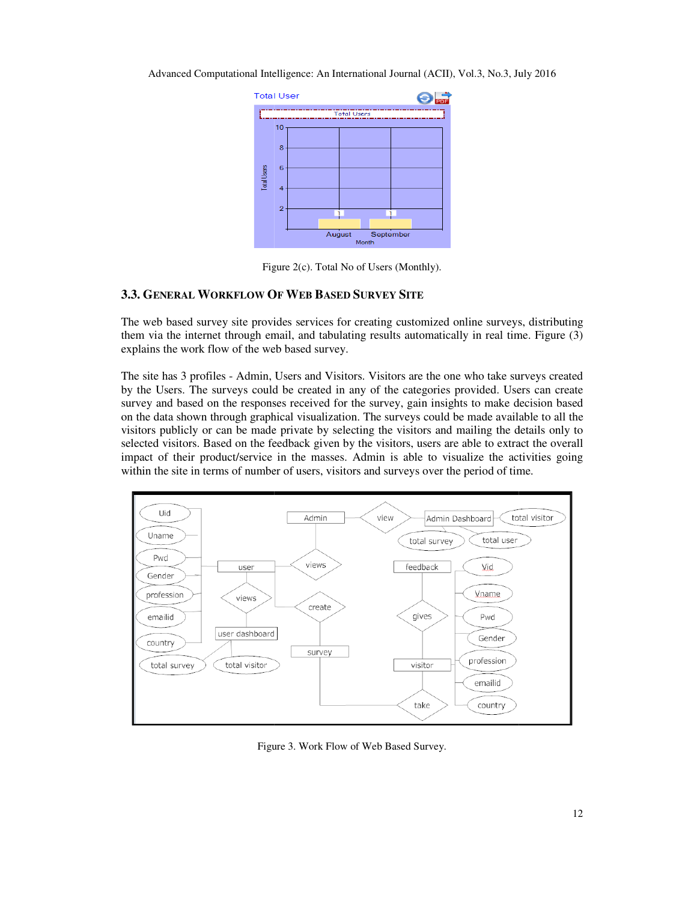Figure 2(c). Total No of Users (Monthly).

### 3.3. General Workflow Of Web Based Survey Site

The web based survey site provides services for creating customized online surveys, distributing them via the internet through email, and tabulating results automatically in real time. Figure (3) explains the work flow of the web based survey.

The site has 3 profiles - Admin, Users and Visitors. Visitors are the one who take surveys created by the Users. The surveys could be created in any of the categories provided. Users can create survey and based on the responses received for the survey, gain insights to make decision based on the data shown through graphical visualization. The surveys could be made available to all the visitors publicly or can be made private by selecting the visitors and mailing the details only to selected visitors. Based on the feedback given by the visitors, users are able to extract the overall impact of their product/service in the masses. Admin is able to visualize the activities going within the site in terms of number of users, visitors and surveys over the period of time.

Figure 3. Work Flow of Web Based Survey.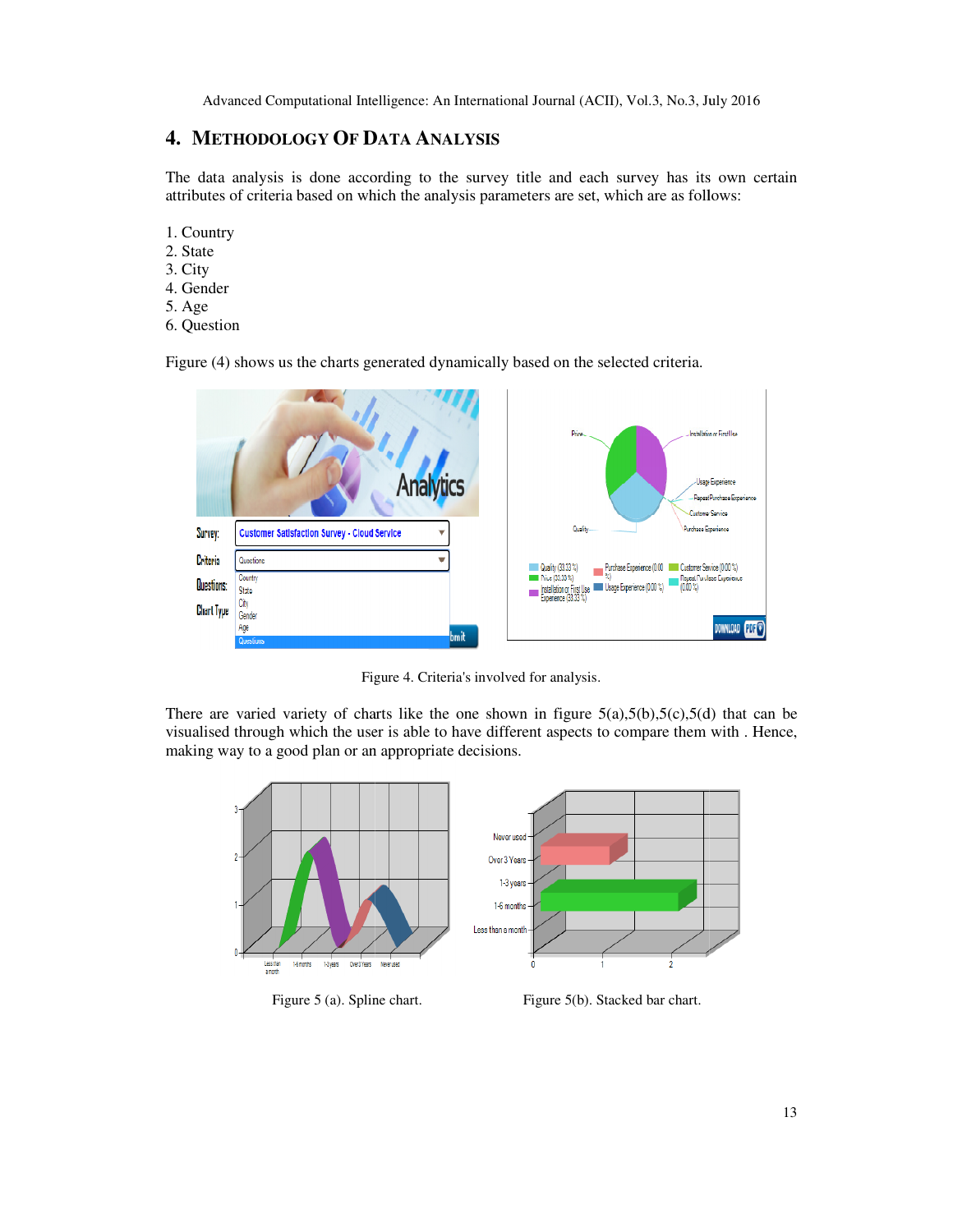## 4. METHODOLOGY OF DATA ANALYSIS

The data analysis is done according to the survey title and each survey has its own certain attributes of criteria based on which the analysis parameters are set, which are as follows:

1. Country
2. State
3. City
4. Gender
5. Age
6. Question

Figure (4) shows us the charts generated dynamically based on the selected criteria.

Figure 4. Criteria's involved for analysis.

There are varied variety of charts like the one shown in figure 5(a),5(b),5(c),5(d) that can be visualised through which the user is able to have different aspects to compare them with . Hence, making way to a good plan or an appropriate decisions.

Figure 5 (a). Spline chart.

Figure 5(b). Stacked bar chart.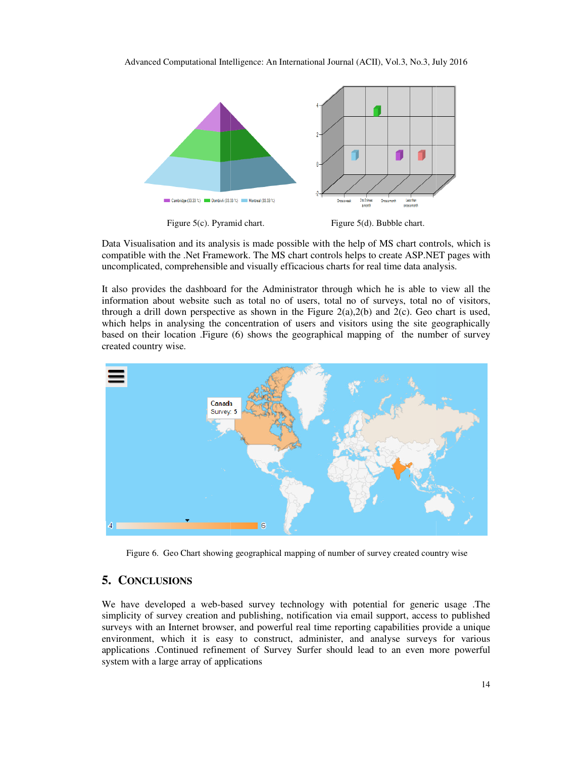Figure 5(c). Pyramid chart.

Figure 5(d). Bubble chart.

Data Visualisation and its analysis is made possible with the help of MS chart controls, which is compatible with the .Net Framework. The MS chart controls helps to create ASP.NET pages with uncomplicated, comprehensible and visually efficacious charts for real time data analysis.

It also provides the dashboard for the Administrator through which he is able to view all the information about website such as total no of users, total no of surveys, total no of visitors, through a drill down perspective as shown in the Figure 2(a),2(b) and 2(c). Geo chart is used, which helps in analysing the concentration of users and visitors using the site geographically based on their location .Figure (6) shows the geographical mapping of the number of survey created country wise.

Figure 6. Geo Chart showing geographical mapping of number of survey created country wise

## 5. CONCLUSIONS

We have developed a web-based survey technology with potential for generic usage .The simplicity of survey creation and publishing, notification via email support, access to published surveys with an Internet browser, and powerful real time reporting capabilities provide a unique environment, which it is easy to construct, administer, and analyse surveys for various applications .Continued refinement of Survey Surfer should lead to an even more powerful system with a large array of applications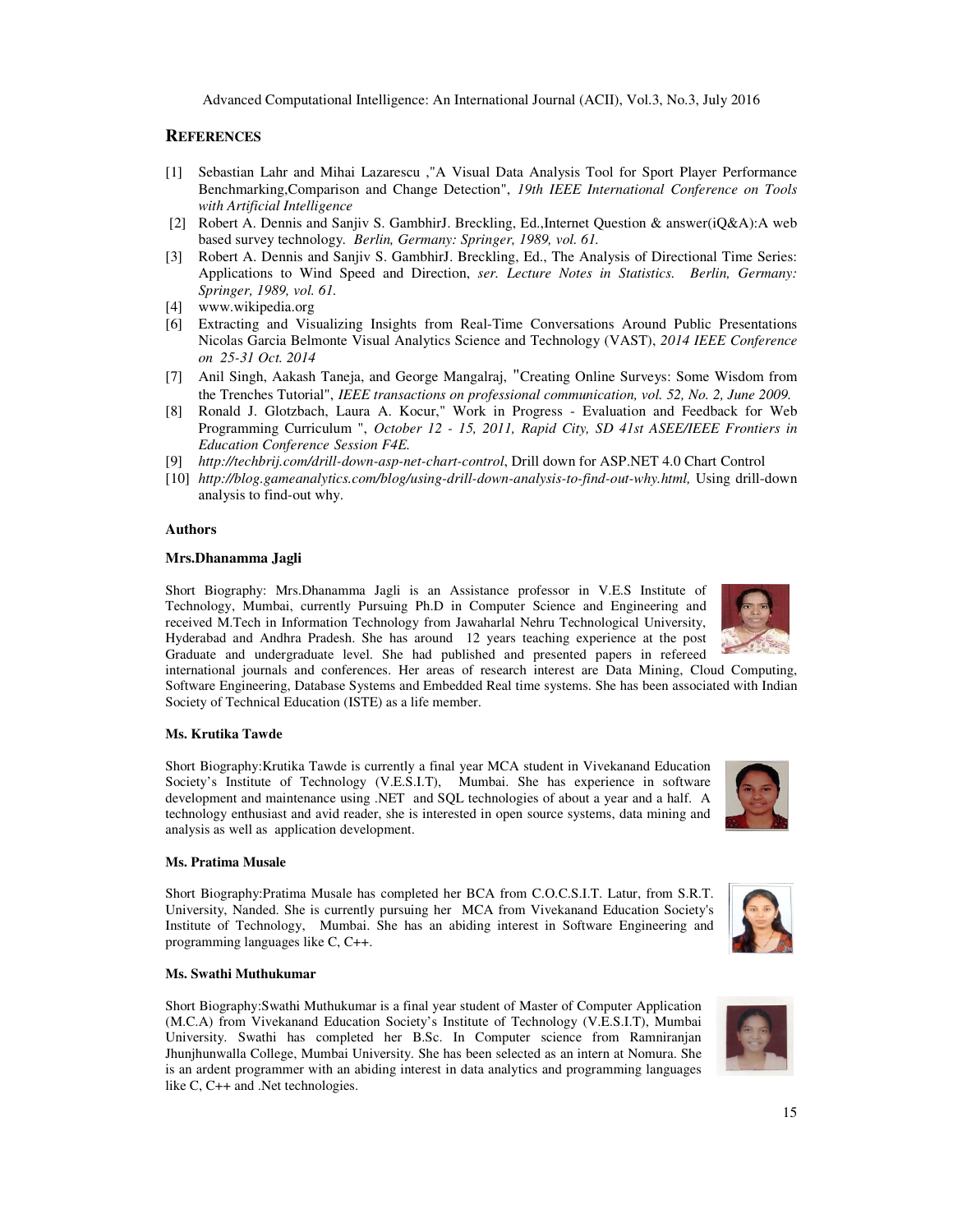## REFERENCES

[1] Sebastian Lahr and Mihai Lazarescu ,"A Visual Data Analysis Tool for Sport Player Performance Benchmarking,Comparison and Change Detection", *19th IEEE International Conference on Tools with Artificial Intelligence*

[2] Robert A. Dennis and Sanjiv S. GambhirJ. Breckling, Ed.,Internet Question & answer(iQ&A):A web based survey technology. *Berlin, Germany: Springer, 1989, vol. 61.*

[3] Robert A. Dennis and Sanjiv S. GambhirJ. Breckling, Ed., The Analysis of Directional Time Series: Applications to Wind Speed and Direction, *ser. Lecture Notes in Statistics. Berlin, Germany: Springer, 1989, vol. 61.*

[4] www.wikipedia.org

[6] Extracting and Visualizing Insights from Real-Time Conversations Around Public Presentations Nicolas Garcia Belmonte Visual Analytics Science and Technology (VAST), *2014 IEEE Conference on 25-31 Oct. 2014*

[7] Anil Singh, Aakash Taneja, and George Mangalraj, "Creating Online Surveys: Some Wisdom from the Trenches Tutorial", *IEEE transactions on professional communication, vol. 52, No. 2, June 2009.*

[8] Ronald J. Glotzbach, Laura A. Kocur," Work in Progress - Evaluation and Feedback for Web Programming Curriculum ", *October 12 - 15, 2011, Rapid City, SD 41st ASEE/IEEE Frontiers in Education Conference Session F4E.*

[9] *http://techbrij.com/drill-down-asp-net-chart-control*, Drill down for ASP.NET 4.0 Chart Control

[10] *http://blog.gameanalytics.com/blog/using-drill-down-analysis-to-find-out-why.html,* Using drill-down analysis to find-out why.

### Authors

**Mrs.Dhanamma Jagli**

Short Biography: Mrs.Dhanamma Jagli is an Assistance professor in V.E.S Institute of Technology, Mumbai, currently Pursuing Ph.D in Computer Science and Engineering and received M.Tech in Information Technology from Jawaharlal Nehru Technological University, Hyderabad and Andhra Pradesh. She has around 12 years teaching experience at the post Graduate and undergraduate level. She had published and presented papers in refereed international journals and conferences. Her areas of research interest are Data Mining, Cloud Computing, Software Engineering, Database Systems and Embedded Real time systems. She has been associated with Indian Society of Technical Education (ISTE) as a life member.

**Ms. Krutika Tawde**

Short Biography:Krutika Tawde is currently a final year MCA student in Vivekanand Education Society's Institute of Technology (V.E.S.I.T), Mumbai. She has experience in software development and maintenance using .NET and SQL technologies of about a year and a half. A technology enthusiast and avid reader, she is interested in open source systems, data mining and analysis as well as application development.

**Ms. Pratima Musale**

Short Biography:Pratima Musale has completed her BCA from C.O.C.S.I.T. Latur, from S.R.T. University, Nanded. She is currently pursuing her MCA from Vivekanand Education Society's Institute of Technology, Mumbai. She has an abiding interest in Software Engineering and programming languages like C, C++.

**Ms. Swathi Muthukumar**

Short Biography:Swathi Muthukumar is a final year student of Master of Computer Application (M.C.A) from Vivekanand Education Society's Institute of Technology (V.E.S.I.T), Mumbai University. Swathi has completed her B.Sc. In Computer science from Ramniranjan Jhunjhunwalla College, Mumbai University. She has been selected as an intern at Nomura. She is an ardent programmer with an abiding interest in data analytics and programming languages like C, C++ and .Net technologies.